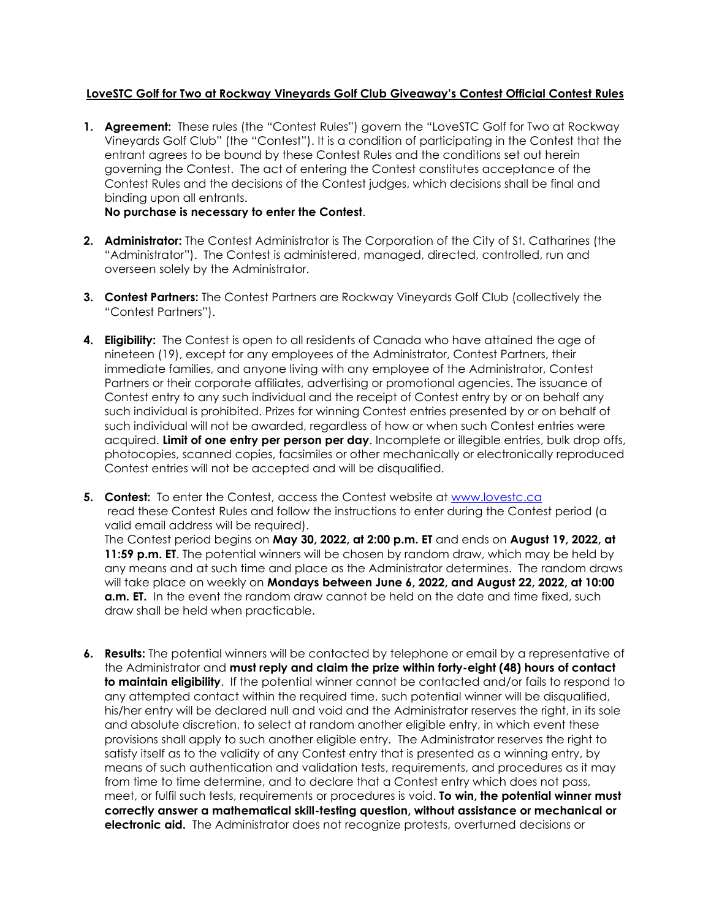**LoveSTC Golf for Two at Rockway Vineyards Golf Club Giveaway's Contest Official Contest Rules**

1. **Agreement:** These rules (the "Contest Rules") govern the "LoveSTC Golf for Two at Rockway Vineyards Golf Club" (the "Contest"). It is a condition of participating in the Contest that the entrant agrees to be bound by these Contest Rules and the conditions set out herein governing the Contest. The act of entering the Contest constitutes acceptance of the Contest Rules and the decisions of the Contest judges, which decisions shall be final and binding upon all entrants.
   **No purchase is necessary to enter the Contest**.

2. **Administrator:** The Contest Administrator is The Corporation of the City of St. Catharines (the "Administrator"). The Contest is administered, managed, directed, controlled, run and overseen solely by the Administrator.

3. **Contest Partners:** The Contest Partners are Rockway Vineyards Golf Club (collectively the "Contest Partners").

4. **Eligibility:** The Contest is open to all residents of Canada who have attained the age of nineteen (19), except for any employees of the Administrator, Contest Partners, their immediate families, and anyone living with any employee of the Administrator, Contest Partners or their corporate affiliates, advertising or promotional agencies. The issuance of Contest entry to any such individual and the receipt of Contest entry by or on behalf any such individual is prohibited. Prizes for winning Contest entries presented by or on behalf of such individual will not be awarded, regardless of how or when such Contest entries were acquired. **Limit of one entry per person per day**. Incomplete or illegible entries, bulk drop offs, photocopies, scanned copies, facsimiles or other mechanically or electronically reproduced Contest entries will not be accepted and will be disqualified.

5. **Contest:** To enter the Contest, access the Contest website at [www.lovestc.ca](www.lovestc.ca) read these Contest Rules and follow the instructions to enter during the Contest period (a valid email address will be required).
   The Contest period begins on **May 30, 2022, at 2:00 p.m. ET** and ends on **August 19, 2022, at 11:59 p.m. ET**. The potential winners will be chosen by random draw, which may be held by any means and at such time and place as the Administrator determines. The random draws will take place on weekly on **Mondays between June 6, 2022, and August 22, 2022, at 10:00 a.m. ET.** In the event the random draw cannot be held on the date and time fixed, such draw shall be held when practicable.

6. **Results:** The potential winners will be contacted by telephone or email by a representative of the Administrator and **must reply and claim the prize within forty-eight (48) hours of contact to maintain eligibility**. If the potential winner cannot be contacted and/or fails to respond to any attempted contact within the required time, such potential winner will be disqualified, his/her entry will be declared null and void and the Administrator reserves the right, in its sole and absolute discretion, to select at random another eligible entry, in which event these provisions shall apply to such another eligible entry. The Administrator reserves the right to satisfy itself as to the validity of any Contest entry that is presented as a winning entry, by means of such authentication and validation tests, requirements, and procedures as it may from time to time determine, and to declare that a Contest entry which does not pass, meet, or fulfil such tests, requirements or procedures is void. **To win, the potential winner must correctly answer a mathematical skill-testing question, without assistance or mechanical or electronic aid.** The Administrator does not recognize protests, overturned decisions or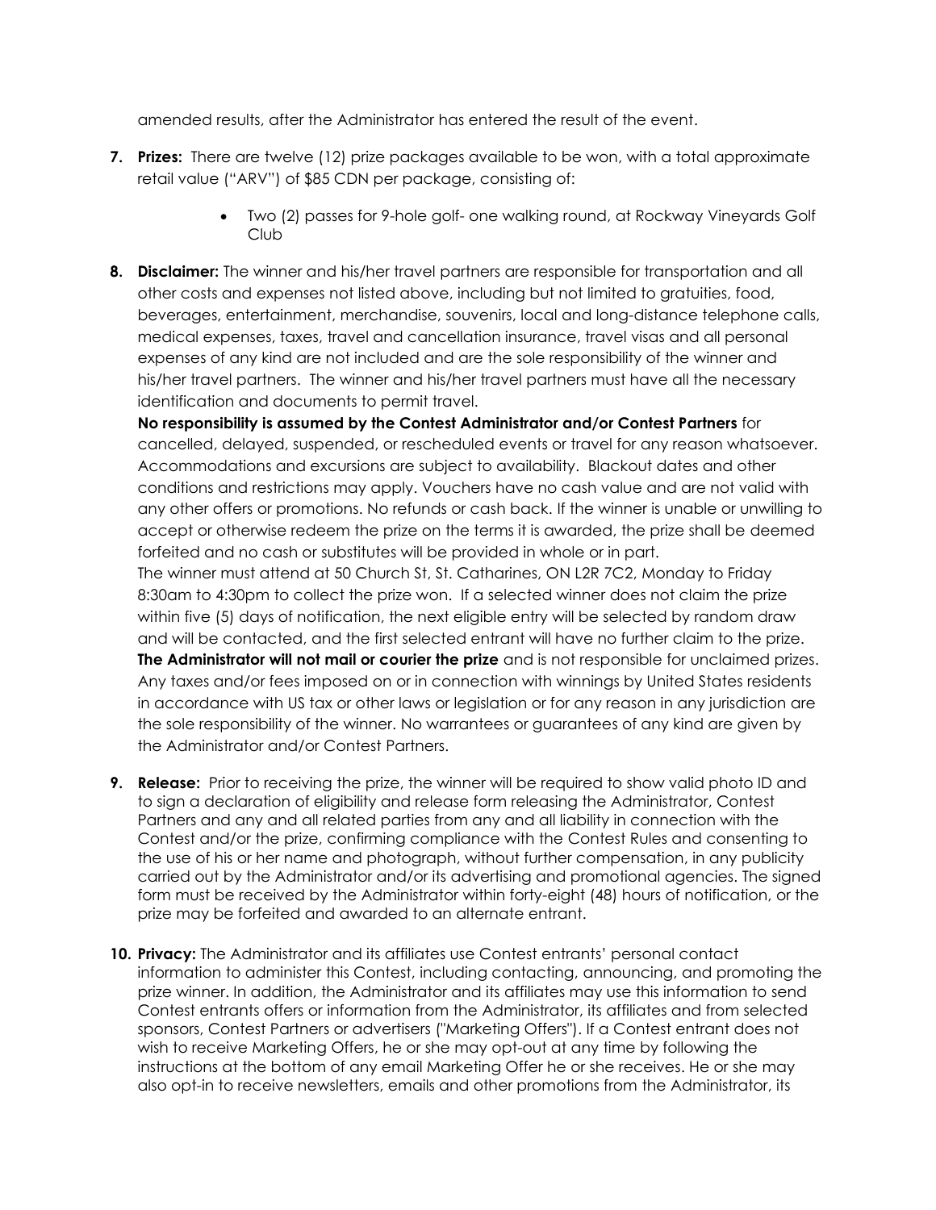amended results, after the Administrator has entered the result of the event.

7. **Prizes:** There are twelve (12) prize packages available to be won, with a total approximate retail value ("ARV") of $85 CDN per package, consisting of:

   - Two (2) passes for 9-hole golf- one walking round, at Rockway Vineyards Golf Club

8. **Disclaimer:** The winner and his/her travel partners are responsible for transportation and all other costs and expenses not listed above, including but not limited to gratuities, food, beverages, entertainment, merchandise, souvenirs, local and long-distance telephone calls, medical expenses, taxes, travel and cancellation insurance, travel visas and all personal expenses of any kind are not included and are the sole responsibility of the winner and his/her travel partners. The winner and his/her travel partners must have all the necessary identification and documents to permit travel.
   **No responsibility is assumed by the Contest Administrator and/or Contest Partners** for cancelled, delayed, suspended, or rescheduled events or travel for any reason whatsoever. Accommodations and excursions are subject to availability. Blackout dates and other conditions and restrictions may apply. Vouchers have no cash value and are not valid with any other offers or promotions. No refunds or cash back. If the winner is unable or unwilling to accept or otherwise redeem the prize on the terms it is awarded, the prize shall be deemed forfeited and no cash or substitutes will be provided in whole or in part.
   The winner must attend at 50 Church St, St. Catharines, ON L2R 7C2, Monday to Friday 8:30am to 4:30pm to collect the prize won. If a selected winner does not claim the prize within five (5) days of notification, the next eligible entry will be selected by random draw and will be contacted, and the first selected entrant will have no further claim to the prize. **The Administrator will not mail or courier the prize** and is not responsible for unclaimed prizes. Any taxes and/or fees imposed on or in connection with winnings by United States residents in accordance with US tax or other laws or legislation or for any reason in any jurisdiction are the sole responsibility of the winner. No warrantees or guarantees of any kind are given by the Administrator and/or Contest Partners.

9. **Release:** Prior to receiving the prize, the winner will be required to show valid photo ID and to sign a declaration of eligibility and release form releasing the Administrator, Contest Partners and any and all related parties from any and all liability in connection with the Contest and/or the prize, confirming compliance with the Contest Rules and consenting to the use of his or her name and photograph, without further compensation, in any publicity carried out by the Administrator and/or its advertising and promotional agencies. The signed form must be received by the Administrator within forty-eight (48) hours of notification, or the prize may be forfeited and awarded to an alternate entrant.

10. **Privacy:** The Administrator and its affiliates use Contest entrants' personal contact information to administer this Contest, including contacting, announcing, and promoting the prize winner. In addition, the Administrator and its affiliates may use this information to send Contest entrants offers or information from the Administrator, its affiliates and from selected sponsors, Contest Partners or advertisers ("Marketing Offers"). If a Contest entrant does not wish to receive Marketing Offers, he or she may opt-out at any time by following the instructions at the bottom of any email Marketing Offer he or she receives. He or she may also opt-in to receive newsletters, emails and other promotions from the Administrator, its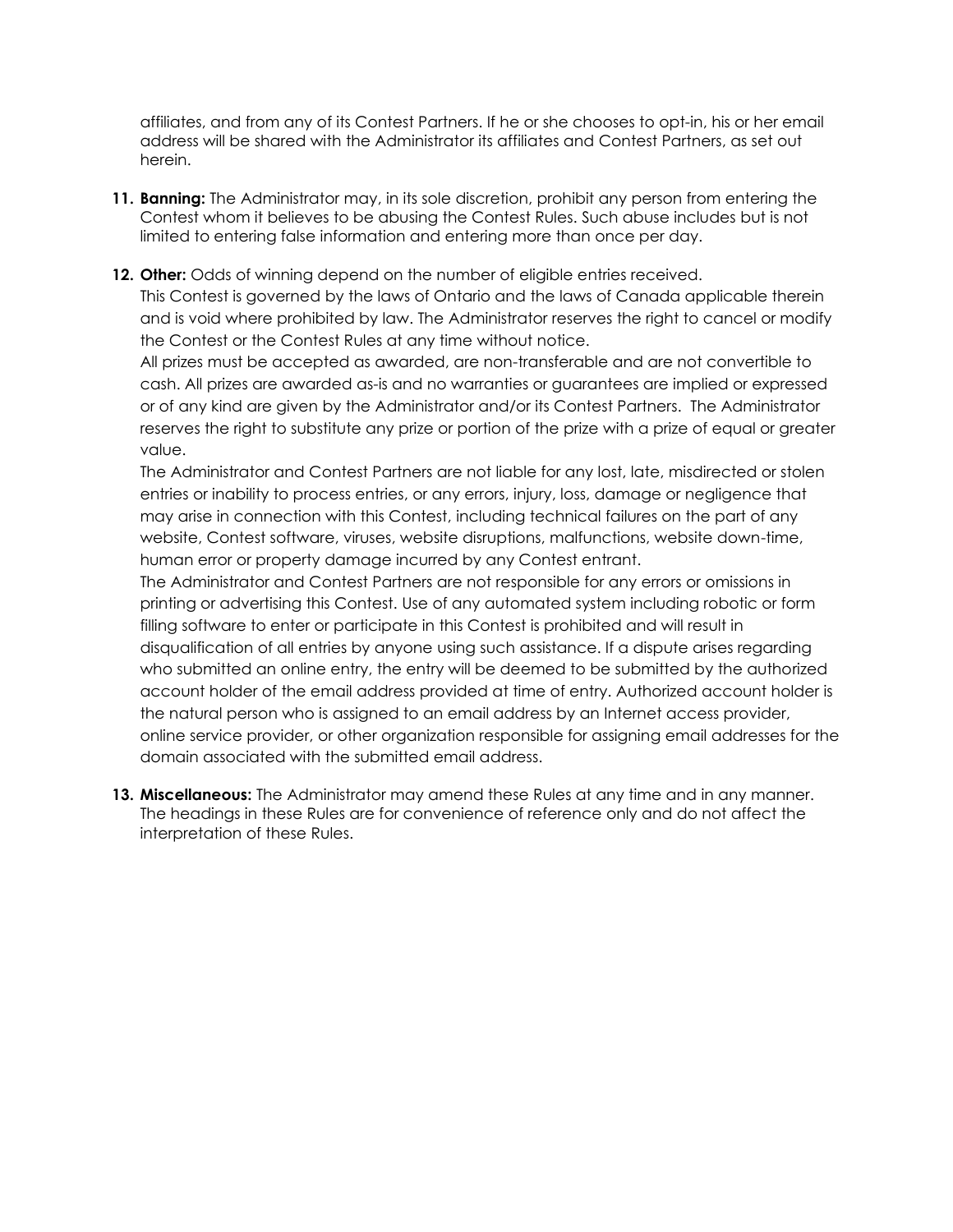affiliates, and from any of its Contest Partners. If he or she chooses to opt-in, his or her email address will be shared with the Administrator its affiliates and Contest Partners, as set out herein.

11. **Banning:** The Administrator may, in its sole discretion, prohibit any person from entering the Contest whom it believes to be abusing the Contest Rules. Such abuse includes but is not limited to entering false information and entering more than once per day.

12. **Other:** Odds of winning depend on the number of eligible entries received.
    This Contest is governed by the laws of Ontario and the laws of Canada applicable therein and is void where prohibited by law. The Administrator reserves the right to cancel or modify the Contest or the Contest Rules at any time without notice.
    All prizes must be accepted as awarded, are non-transferable and are not convertible to cash. All prizes are awarded as-is and no warranties or guarantees are implied or expressed or of any kind are given by the Administrator and/or its Contest Partners. The Administrator reserves the right to substitute any prize or portion of the prize with a prize of equal or greater value.
    The Administrator and Contest Partners are not liable for any lost, late, misdirected or stolen entries or inability to process entries, or any errors, injury, loss, damage or negligence that may arise in connection with this Contest, including technical failures on the part of any website, Contest software, viruses, website disruptions, malfunctions, website down-time, human error or property damage incurred by any Contest entrant.
    The Administrator and Contest Partners are not responsible for any errors or omissions in printing or advertising this Contest. Use of any automated system including robotic or form filling software to enter or participate in this Contest is prohibited and will result in disqualification of all entries by anyone using such assistance. If a dispute arises regarding who submitted an online entry, the entry will be deemed to be submitted by the authorized account holder of the email address provided at time of entry. Authorized account holder is the natural person who is assigned to an email address by an Internet access provider, online service provider, or other organization responsible for assigning email addresses for the domain associated with the submitted email address.

13. **Miscellaneous:** The Administrator may amend these Rules at any time and in any manner. The headings in these Rules are for convenience of reference only and do not affect the interpretation of these Rules.